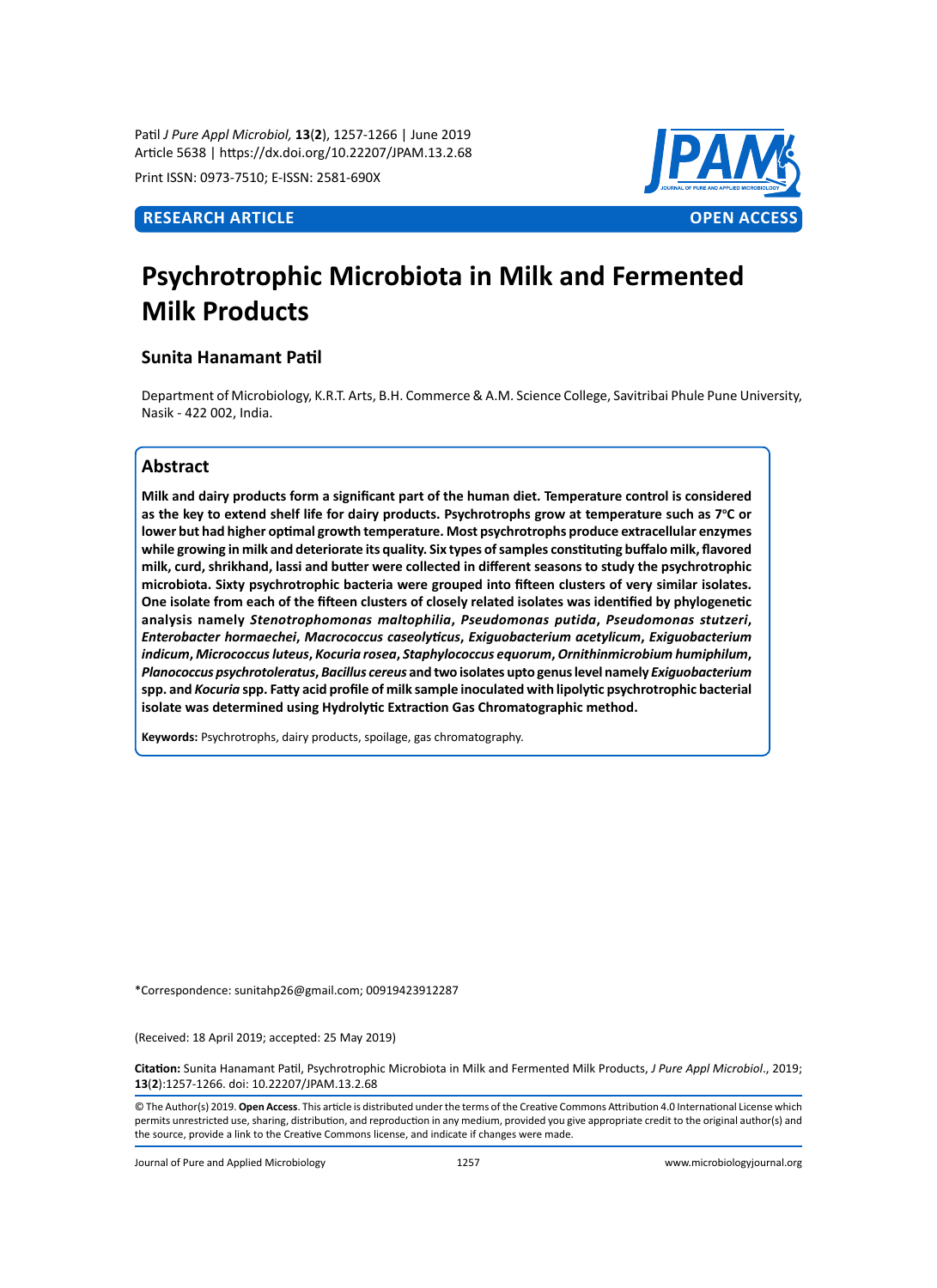Patil *J Pure Appl Microbiol,* **13**(**2**), 1257-1266 | June 2019
Article 5638 | https://dx.doi.org/10.22207/JPAM.13.2.68

Print ISSN: 0973-7510; E-ISSN: 2581-690X

**RESEARCH ARTICLE** **OPEN ACCESS**

# Psychrotrophic Microbiota in Milk and Fermented Milk Products

**Sunita Hanamant Patil**

Department of Microbiology, K.R.T. Arts, B.H. Commerce & A.M. Science College, Savitribai Phule Pune University, Nasik - 422 002, India.

## Abstract

**Milk and dairy products form a significant part of the human diet. Temperature control is considered as the key to extend shelf life for dairy products. Psychrotrophs grow at temperature such as 7°C or lower but had higher optimal growth temperature. Most psychrotrophs produce extracellular enzymes while growing in milk and deteriorate its quality. Six types of samples constituting buffalo milk, flavored milk, curd, shrikhand, lassi and butter were collected in different seasons to study the psychrotrophic microbiota. Sixty psychrotrophic bacteria were grouped into fifteen clusters of very similar isolates. One isolate from each of the fifteen clusters of closely related isolates was identified by phylogenetic analysis namely *Stenotrophomonas maltophilia*, *Pseudomonas putida*, *Pseudomonas stutzeri*, *Enterobacter hormaechei*, *Macrococcus caseolyticus*, *Exiguobacterium acetylicum*, *Exiguobacterium indicum*, *Micrococcus luteus*, *Kocuria rosea*, *Staphylococcus equorum*, *Ornithinmicrobium humiphilum*, *Planococcus psychrotoleratus*, *Bacillus cereus* and two isolates upto genus level namely *Exiguobacterium* spp. and *Kocuria* spp. Fatty acid profile of milk sample inoculated with lipolytic psychrotrophic bacterial isolate was determined using Hydrolytic Extraction Gas Chromatographic method.**

**Keywords:** Psychrotrophs, dairy products, spoilage, gas chromatography.

*Correspondence: sunitahp26@gmail.com; 00919423912287

(Received: 18 April 2019; accepted: 25 May 2019)

**Citation:** Sunita Hanamant Patil, Psychrotrophic Microbiota in Milk and Fermented Milk Products, *J Pure Appl Microbiol*., 2019; **13**(**2**):1257-1266. doi: 10.22207/JPAM.13.2.68

© The Author(s) 2019. **Open Access**. This article is distributed under the terms of the Creative Commons Attribution 4.0 International License which permits unrestricted use, sharing, distribution, and reproduction in any medium, provided you give appropriate credit to the original author(s) and the source, provide a link to the Creative Commons license, and indicate if changes were made.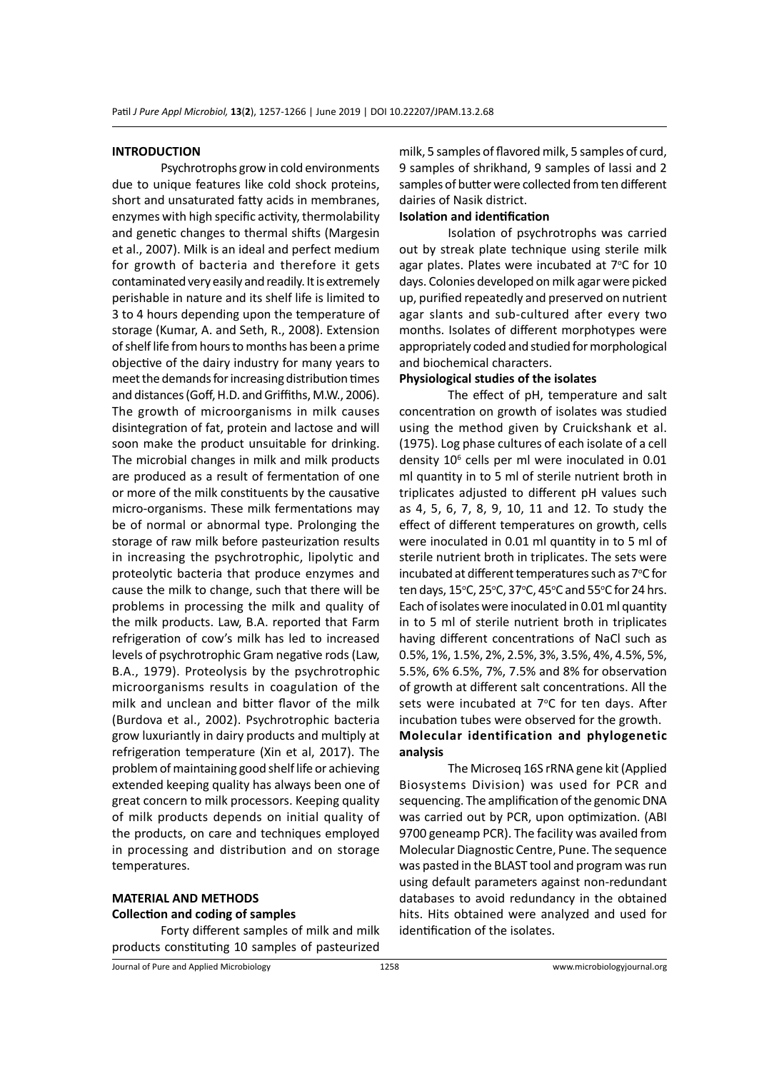## INTRODUCTION

Psychrotrophs grow in cold environments due to unique features like cold shock proteins, short and unsaturated fatty acids in membranes, enzymes with high specific activity, thermolability and genetic changes to thermal shifts (Margesin et al., 2007). Milk is an ideal and perfect medium for growth of bacteria and therefore it gets contaminated very easily and readily. It is extremely perishable in nature and its shelf life is limited to 3 to 4 hours depending upon the temperature of storage (Kumar, A. and Seth, R., 2008). Extension of shelf life from hours to months has been a prime objective of the dairy industry for many years to meet the demands for increasing distribution times and distances (Goff, H.D. and Griffiths, M.W., 2006). The growth of microorganisms in milk causes disintegration of fat, protein and lactose and will soon make the product unsuitable for drinking. The microbial changes in milk and milk products are produced as a result of fermentation of one or more of the milk constituents by the causative micro-organisms. These milk fermentations may be of normal or abnormal type. Prolonging the storage of raw milk before pasteurization results in increasing the psychrotrophic, lipolytic and proteolytic bacteria that produce enzymes and cause the milk to change, such that there will be problems in processing the milk and quality of the milk products. Law, B.A. reported that Farm refrigeration of cow's milk has led to increased levels of psychrotrophic Gram negative rods (Law, B.A., 1979). Proteolysis by the psychrotrophic microorganisms results in coagulation of the milk and unclean and bitter flavor of the milk (Burdova et al., 2002). Psychrotrophic bacteria grow luxuriantly in dairy products and multiply at refrigeration temperature (Xin et al, 2017). The problem of maintaining good shelf life or achieving extended keeping quality has always been one of great concern to milk processors. Keeping quality of milk products depends on initial quality of the products, on care and techniques employed in processing and distribution and on storage temperatures.

## MATERIAL AND METHODS

### Collection and coding of samples

Forty different samples of milk and milk products constituting 10 samples of pasteurized milk, 5 samples of flavored milk, 5 samples of curd, 9 samples of shrikhand, 9 samples of lassi and 2 samples of butter were collected from ten different dairies of Nasik district.

### Isolation and identification

Isolation of psychrotrophs was carried out by streak plate technique using sterile milk agar plates. Plates were incubated at 7°C for 10 days. Colonies developed on milk agar were picked up, purified repeatedly and preserved on nutrient agar slants and sub-cultured after every two months. Isolates of different morphotypes were appropriately coded and studied for morphological and biochemical characters.

### Physiological studies of the isolates

The effect of pH, temperature and salt concentration on growth of isolates was studied using the method given by Cruickshank et al. (1975). Log phase cultures of each isolate of a cell density $10^6$ cells per ml were inoculated in 0.01 ml quantity in to 5 ml of sterile nutrient broth in triplicates adjusted to different pH values such as 4, 5, 6, 7, 8, 9, 10, 11 and 12. To study the effect of different temperatures on growth, cells were inoculated in 0.01 ml quantity in to 5 ml of sterile nutrient broth in triplicates. The sets were incubated at different temperatures such as 7°C for ten days, 15°C, 25°C, 37°C, 45°C and 55°C for 24 hrs. Each of isolates were inoculated in 0.01 ml quantity in to 5 ml of sterile nutrient broth in triplicates having different concentrations of NaCl such as 0.5%, 1%, 1.5%, 2%, 2.5%, 3%, 3.5%, 4%, 4.5%, 5%, 5.5%, 6% 6.5%, 7%, 7.5% and 8% for observation of growth at different salt concentrations. All the sets were incubated at 7°C for ten days. After incubation tubes were observed for the growth.

### Molecular identification and phylogenetic analysis

The Microseq 16S rRNA gene kit (Applied Biosystems Division) was used for PCR and sequencing. The amplification of the genomic DNA was carried out by PCR, upon optimization. (ABI 9700 geneamp PCR). The facility was availed from Molecular Diagnostic Centre, Pune. The sequence was pasted in the BLAST tool and program was run using default parameters against non-redundant databases to avoid redundancy in the obtained hits. Hits obtained were analyzed and used for identification of the isolates.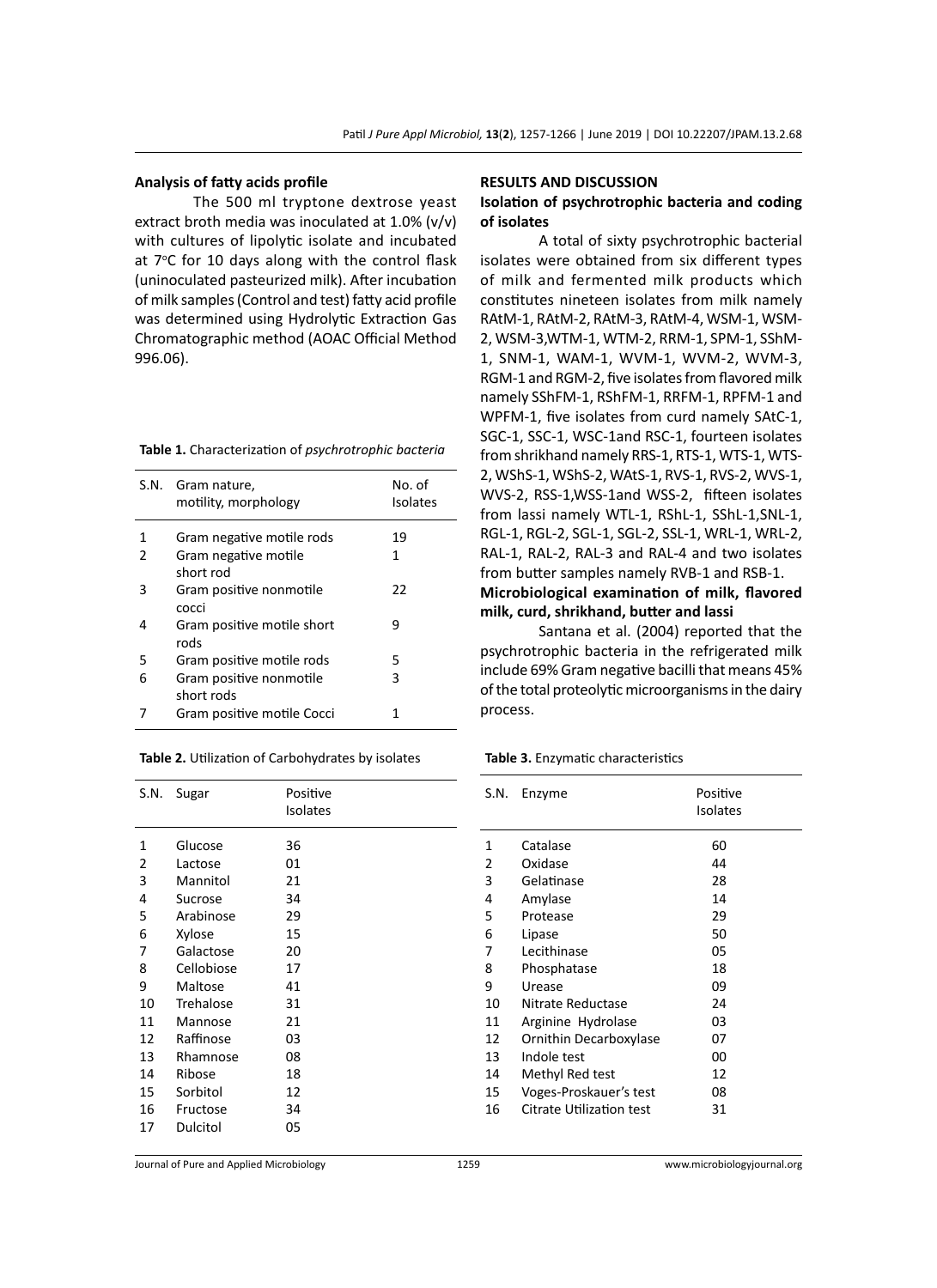### Analysis of fatty acids profile

The 500 ml tryptone dextrose yeast extract broth media was inoculated at 1.0% (v/v) with cultures of lipolytic isolate and incubated at 7°C for 10 days along with the control flask (uninoculated pasteurized milk). After incubation of milk samples (Control and test) fatty acid profile was determined using Hydrolytic Extraction Gas Chromatographic method (AOAC Official Method 996.06).

**Table 1.** Characterization of *psychrotrophic bacteria*

| S.N. | Gram nature, motility, morphology | No. of Isolates |
|---|---|---|
| 1 | Gram negative motile rods | 19 |
| 2 | Gram negative motile short rod | 1 |
| 3 | Gram positive nonmotile cocci | 22 |
| 4 | Gram positive motile short rods | 9 |
| 5 | Gram positive motile rods | 5 |
| 6 | Gram positive nonmotile short rods | 3 |
| 7 | Gram positive motile Cocci | 1 |

**Table 2.** Utilization of Carbohydrates by isolates

| S.N. | Sugar | Positive Isolates |
|---|---|---|
| 1 | Glucose | 36 |
| 2 | Lactose | 01 |
| 3 | Mannitol | 21 |
| 4 | Sucrose | 34 |
| 5 | Arabinose | 29 |
| 6 | Xylose | 15 |
| 7 | Galactose | 20 |
| 8 | Cellobiose | 17 |
| 9 | Maltose | 41 |
| 10 | Trehalose | 31 |
| 11 | Mannose | 21 |
| 12 | Raffinose | 03 |
| 13 | Rhamnose | 08 |
| 14 | Ribose | 18 |
| 15 | Sorbitol | 12 |
| 16 | Fructose | 34 |
| 17 | Dulcitol | 05 |

## RESULTS AND DISCUSSION

### Isolation of psychrotrophic bacteria and coding of isolates

A total of sixty psychrotrophic bacterial isolates were obtained from six different types of milk and fermented milk products which constitutes nineteen isolates from milk namely RAtM-1, RAtM-2, RAtM-3, RAtM-4, WSM-1, WSM-2, WSM-3,WTM-1, WTM-2, RRM-1, SPM-1, SShM-1, SNM-1, WAM-1, WVM-1, WVM-2, WVM-3, RGM-1 and RGM-2, five isolates from flavored milk namely SShFM-1, RShFM-1, RRFM-1, RPFM-1 and WPFM-1, five isolates from curd namely SAtC-1, SGC-1, SSC-1, WSC-1and RSC-1, fourteen isolates from shrikhand namely RRS-1, RTS-1, WTS-1, WTS-2, WShS-1, WShS-2, WAtS-1, RVS-1, RVS-2, WVS-1, WVS-2, RSS-1,WSS-1and WSS-2, fifteen isolates from lassi namely WTL-1, RShL-1, SShL-1,SNL-1, RGL-1, RGL-2, SGL-1, SGL-2, SSL-1, WRL-1, WRL-2, RAL-1, RAL-2, RAL-3 and RAL-4 and two isolates from butter samples namely RVB-1 and RSB-1.

### Microbiological examination of milk, flavored milk, curd, shrikhand, butter and lassi

Santana et al. (2004) reported that the psychrotrophic bacteria in the refrigerated milk include 69% Gram negative bacilli that means 45% of the total proteolytic microorganisms in the dairy process.

**Table 3.** Enzymatic characteristics

| S.N. | Enzyme | Positive Isolates |
|---|---|---|
| 1 | Catalase | 60 |
| 2 | Oxidase | 44 |
| 3 | Gelatinase | 28 |
| 4 | Amylase | 14 |
| 5 | Protease | 29 |
| 6 | Lipase | 50 |
| 7 | Lecithinase | 05 |
| 8 | Phosphatase | 18 |
| 9 | Urease | 09 |
| 10 | Nitrate Reductase | 24 |
| 11 | Arginine Hydrolase | 03 |
| 12 | Ornithin Decarboxylase | 07 |
| 13 | Indole test | 00 |
| 14 | Methyl Red test | 12 |
| 15 | Voges-Proskauer's test | 08 |
| 16 | Citrate Utilization test | 31 |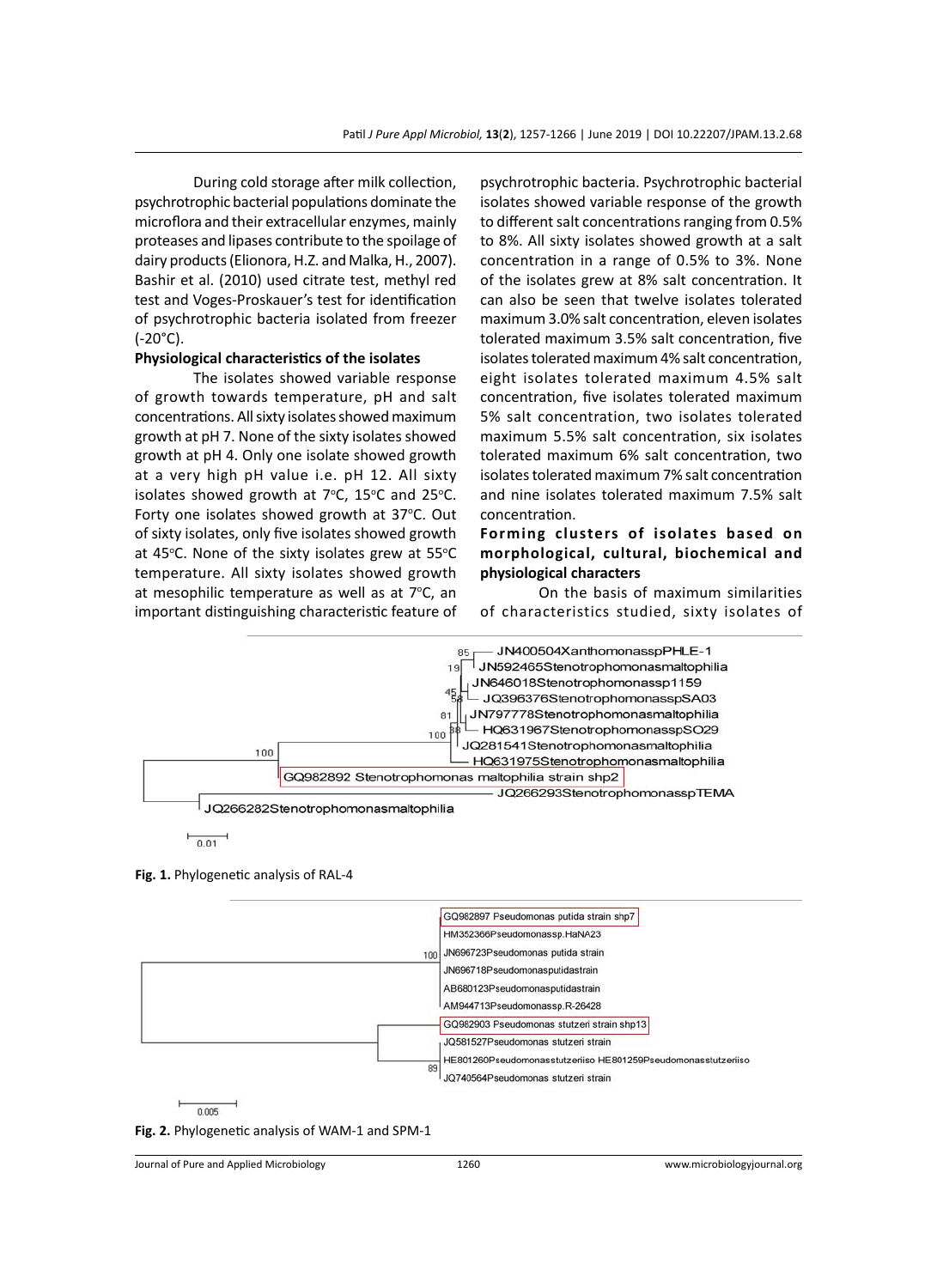During cold storage after milk collection, psychrotrophic bacterial populations dominate the microflora and their extracellular enzymes, mainly proteases and lipases contribute to the spoilage of dairy products (Elionora, H.Z. and Malka, H., 2007). Bashir et al. (2010) used citrate test, methyl red test and Voges-Proskauer's test for identification of psychrotrophic bacteria isolated from freezer (-20°C).

**Physiological characteristics of the isolates**

The isolates showed variable response of growth towards temperature, pH and salt concentrations. All sixty isolates showed maximum growth at pH 7. None of the sixty isolates showed growth at pH 4. Only one isolate showed growth at a very high pH value i.e. pH 12. All sixty isolates showed growth at 7°C, 15°C and 25°C. Forty one isolates showed growth at 37°C. Out of sixty isolates, only five isolates showed growth at 45°C. None of the sixty isolates grew at 55°C temperature. All sixty isolates showed growth at mesophilic temperature as well as at 7°C, an important distinguishing characteristic feature of psychrotrophic bacteria. Psychrotrophic bacterial isolates showed variable response of the growth to different salt concentrations ranging from 0.5% to 8%. All sixty isolates showed growth at a salt concentration in a range of 0.5% to 3%. None of the isolates grew at 8% salt concentration. It can also be seen that twelve isolates tolerated maximum 3.0% salt concentration, eleven isolates tolerated maximum 3.5% salt concentration, five isolates tolerated maximum 4% salt concentration, eight isolates tolerated maximum 4.5% salt concentration, five isolates tolerated maximum 5% salt concentration, two isolates tolerated maximum 5.5% salt concentration, six isolates tolerated maximum 6% salt concentration, two isolates tolerated maximum 7% salt concentration and nine isolates tolerated maximum 7.5% salt concentration.

**Forming clusters of isolates based on morphological, cultural, biochemical and physiological characters**

On the basis of maximum similarities of characteristics studied, sixty isolates of

**Fig. 1.** Phylogenetic analysis of RAL-4

**Fig. 2.** Phylogenetic analysis of WAM-1 and SPM-1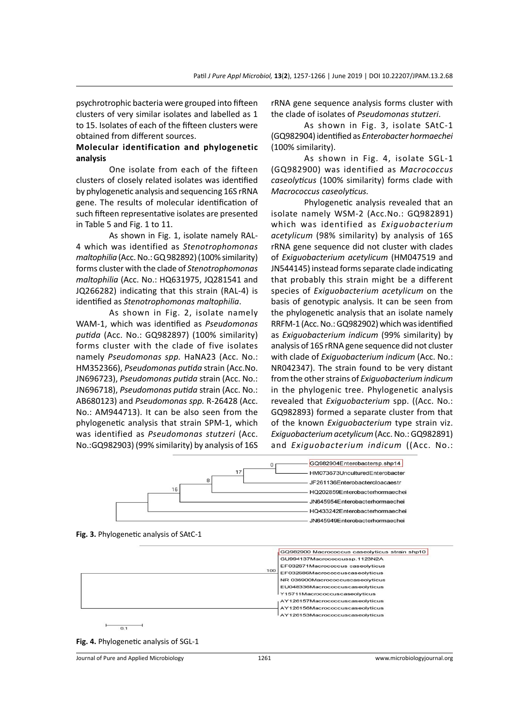psychrotrophic bacteria were grouped into fifteen clusters of very similar isolates and labelled as 1 to 15. Isolates of each of the fifteen clusters were obtained from different sources.

**Molecular identification and phylogenetic analysis**

One isolate from each of the fifteen clusters of closely related isolates was identified by phylogenetic analysis and sequencing 16S rRNA gene. The results of molecular identification of such fifteen representative isolates are presented in Table 5 and Fig. 1 to 11.

As shown in Fig. 1, isolate namely RAL-4 which was identified as *Stenotrophomonas maltophilia* (Acc. No.: GQ 982892) (100% similarity) forms cluster with the clade of *Stenotrophomonas maltophilia* (Acc. No.: HQ631975, JQ281541 and JQ266282) indicating that this strain (RAL-4) is identified as *Stenotrophomonas maltophilia*.

As shown in Fig. 2, isolate namely WAM-1, which was identified as *Pseudomonas putida* (Acc. No.: GQ982897) (100% similarity) forms cluster with the clade of five isolates namely *Pseudomonas spp.* HaNA23 (Acc. No.: HM352366), *Pseudomonas putida* strain (Acc.No. JN696723), *Pseudomonas putida* strain (Acc. No.: JN696718), *Pseudomonas putida* strain (Acc. No.: AB680123) and *Pseudomonas spp.* R-26428 (Acc. No.: AM944713). It can be also seen from the phylogenetic analysis that strain SPM-1, which was identified as *Pseudomonas stutzeri* (Acc. No.:GQ982903) (99% similarity) by analysis of 16S rRNA gene sequence analysis forms cluster with the clade of isolates of *Pseudomonas stutzeri*.

As shown in Fig. 3, isolate SAtC-1 (GQ982904) identified as *Enterobacter hormaechei* (100% similarity).

As shown in Fig. 4, isolate SGL-1 (GQ982900) was identified as *Macrococcus caseolyticus* (100% similarity) forms clade with *Macrococcus caseolyticus.*

Phylogenetic analysis revealed that an isolate namely WSM-2 (Acc.No.: GQ982891) which was identified as *Exiguobacterium acetylicum* (98% similarity) by analysis of 16S rRNA gene sequence did not cluster with clades of *Exiguobacterium acetylicum* (HM047519 and JN544145) instead forms separate clade indicating that probably this strain might be a different species of *Exiguobacterium acetylicum* on the basis of genotypic analysis. It can be seen from the phylogenetic analysis that an isolate namely RRFM-1 (Acc. No.: GQ982902) which was identified as *Exiguobacterium indicum* (99% similarity) by analysis of 16S rRNA gene sequence did not cluster with clade of *Exiguobacterium indicum* (Acc. No.: NR042347). The strain found to be very distant from the other strains of *Exiguobacterium indicum* in the phylogenic tree. Phylogenetic analysis revealed that *Exiguobacterium* spp. ((Acc. No.: GQ982893) formed a separate cluster from that of the known *Exiguobacterium* type strain viz. *Exiguobacterium acetylicum* (Acc. No.: GQ982891) and *Exiguobacterium indicum* ((Acc. No.:

Fig. 3. Phylogenetic analysis of SAtC-1

Fig. 4. Phylogenetic analysis of SGL-1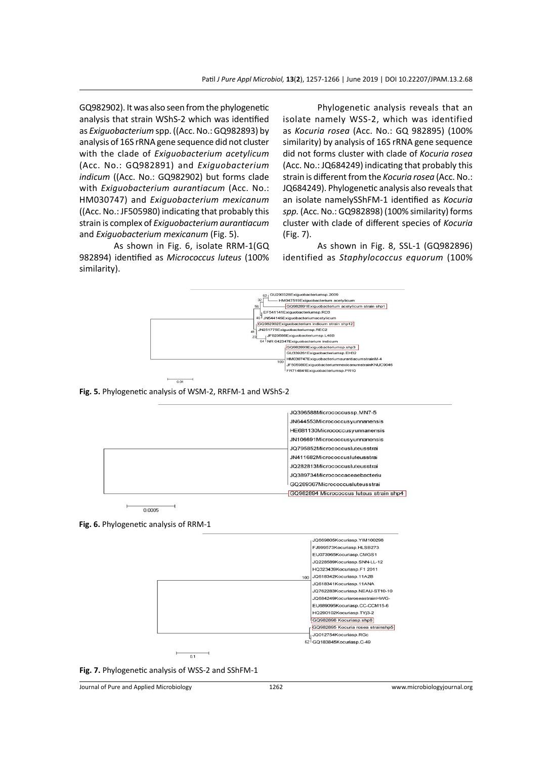GQ982902). It was also seen from the phylogenetic analysis that strain WShS-2 which was identified as *Exiguobacterium* spp. ((Acc. No.: GQ982893) by analysis of 16S rRNA gene sequence did not cluster with the clade of *Exiguobacterium acetylicum* (Acc. No.: GQ982891) and *Exiguobacterium indicum* ((Acc. No.: GQ982902) but forms clade with *Exiguobacterium aurantiacum* (Acc. No.: HM030747) and *Exiguobacterium mexicanum* ((Acc. No.: JF505980) indicating that probably this strain is complex of *Exiguobacterium aurantiacum* and *Exiguobacterium mexicanum* (Fig. 5).

As shown in Fig. 6, isolate RRM-1(GQ 982894) identified as *Micrococcus luteus* (100% similarity).

Phylogenetic analysis reveals that an isolate namely WSS-2, which was identified as *Kocuria rosea* (Acc. No.: GQ 982895) (100% similarity) by analysis of 16S rRNA gene sequence did not forms cluster with clade of *Kocuria rosea* (Acc. No.: JQ684249) indicating that probably this strain is different from the *Kocuria rosea* (Acc. No.: JQ684249). Phylogenetic analysis also reveals that an isolate namelySShFM-1 identified as *Kocuria spp.* (Acc. No.: GQ982898) (100% similarity) forms cluster with clade of different species of *Kocuria* (Fig. 7).

As shown in Fig. 8, SSL-1 (GQ982896) identified as *Staphylococcus equorum* (100%

**Fig. 5.** Phylogenetic analysis of WSM-2, RRFM-1 and WShS-2

**Fig. 6.** Phylogenetic analysis of RRM-1

**Fig. 7.** Phylogenetic analysis of WSS-2 and SShFM-1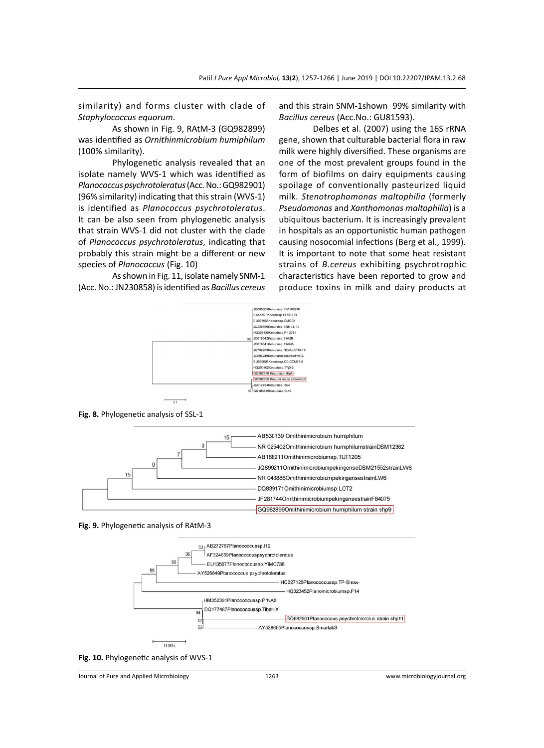similarity) and forms cluster with clade of *Staphylococcus equorum*.

As shown in Fig. 9, RAtM-3 (GQ982899) was identified as *Ornithinmicrobium humiphilum* (100% similarity).

Phylogenetic analysis revealed that an isolate namely WVS-1 which was identified as *Planococcus psychrotoleratus* (Acc. No.: GQ982901) (96% similarity) indicating that this strain (WVS-1) is identified as *Planococcus psychrotoleratus*. It can be also seen from phylogenetic analysis that strain WVS-1 did not cluster with the clade of *Planococcus psychrotoleratus*, indicating that probably this strain might be a different or new species of *Planococcus* (Fig. 10)

As shown in Fig. 11, isolate namely SNM-1 (Acc. No.: JN230858) is identified as *Bacillus cereus* and this strain SNM-1shown 99% similarity with *Bacillus cereus* (Acc.No.: GU81593).

Delbes et al. (2007) using the 16S rRNA gene, shown that culturable bacterial flora in raw milk were highly diversified. These organisms are one of the most prevalent groups found in the form of biofilms on dairy equipments causing spoilage of conventionally pasteurized liquid milk. *Stenotrophomonas maltophilia* (formerly *Pseudomonas* and *Xanthomonas maltophilia*) is a ubiquitous bacterium. It is increasingly prevalent in hospitals as an opportunistic human pathogen causing nosocomial infections (Berg et al., 1999). It is important to note that some heat resistant strains of *B.cereus* exhibiting psychrotrophic characteristics have been reported to grow and produce toxins in milk and dairy products at

**Fig. 8.** Phylogenetic analysis of SSL-1

**Fig. 9.** Phylogenetic analysis of RAtM-3

**Fig. 10.** Phylogenetic analysis of WVS-1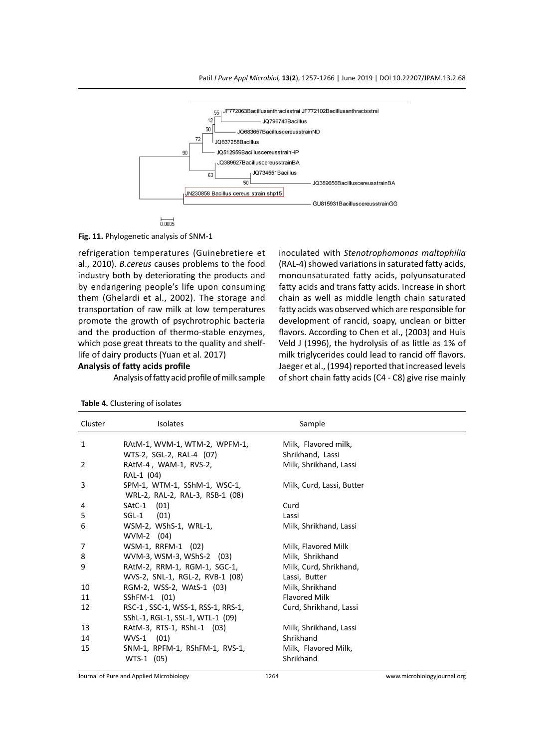**Fig. 11.** Phylogenetic analysis of SNM-1

refrigeration temperatures (Guinebretiere et al., 2010). *B.cereus* causes problems to the food industry both by deteriorating the products and by endangering people's life upon consuming them (Ghelardi et al., 2002). The storage and transportation of raw milk at low temperatures promote the growth of psychrotrophic bacteria and the production of thermo-stable enzymes, which pose great threats to the quality and shelf-life of dairy products (Yuan et al. 2017)

**Analysis of fatty acids profile**

Analysis of fatty acid profile of milk sample inoculated with *Stenotrophomonas maltophilia* (RAL-4) showed variations in saturated fatty acids, monounsaturated fatty acids, polyunsaturated fatty acids and trans fatty acids. Increase in short chain as well as middle length chain saturated fatty acids was observed which are responsible for development of rancid, soapy, unclean or bitter flavors. According to Chen et al., (2003) and Huis Veld J (1996), the hydrolysis of as little as 1% of milk triglycerides could lead to rancid off flavors. Jaeger et al., (1994) reported that increased levels of short chain fatty acids (C4 - C8) give rise mainly

**Table 4.** Clustering of isolates

| Cluster | Isolates | Sample |
|---|---|---|
| 1 | RAtM-1, WVM-1, WTM-2, WPFM-1, WTS-2, SGL-2, RAL-4 (07) | Milk, Flavored milk, Shrikhand, Lassi |
| 2 | RAtM-4 , WAM-1, RVS-2, RAL-1 (04) | Milk, Shrikhand, Lassi |
| 3 | SPM-1, WTM-1, SShM-1, WSC-1, WRL-2, RAL-2, RAL-3, RSB-1 (08) | Milk, Curd, Lassi, Butter |
| 4 | SAtC-1 (01) | Curd |
| 5 | SGL-1 (01) | Lassi |
| 6 | WSM-2, WShS-1, WRL-1, WVM-2 (04) | Milk, Shrikhand, Lassi |
| 7 | WSM-1, RRFM-1 (02) | Milk, Flavored Milk |
| 8 | WVM-3, WSM-3, WShS-2 (03) | Milk, Shrikhand |
| 9 | RAtM-2, RRM-1, RGM-1, SGC-1, WVS-2, SNL-1, RGL-2, RVB-1 (08) | Milk, Curd, Shrikhand, Lassi, Butter |
| 10 | RGM-2, WSS-2, WAtS-1 (03) | Milk, Shrikhand |
| 11 | SShFM-1 (01) | Flavored Milk |
| 12 | RSC-1 , SSC-1, WSS-1, RSS-1, RRS-1, SShL-1, RGL-1, SSL-1, WTL-1 (09) | Curd, Shrikhand, Lassi |
| 13 | RAtM-3, RTS-1, RShL-1 (03) | Milk, Shrikhand, Lassi |
| 14 | WVS-1 (01) | Shrikhand |
| 15 | SNM-1, RPFM-1, RShFM-1, RVS-1, WTS-1 (05) | Milk, Flavored Milk, Shrikhand |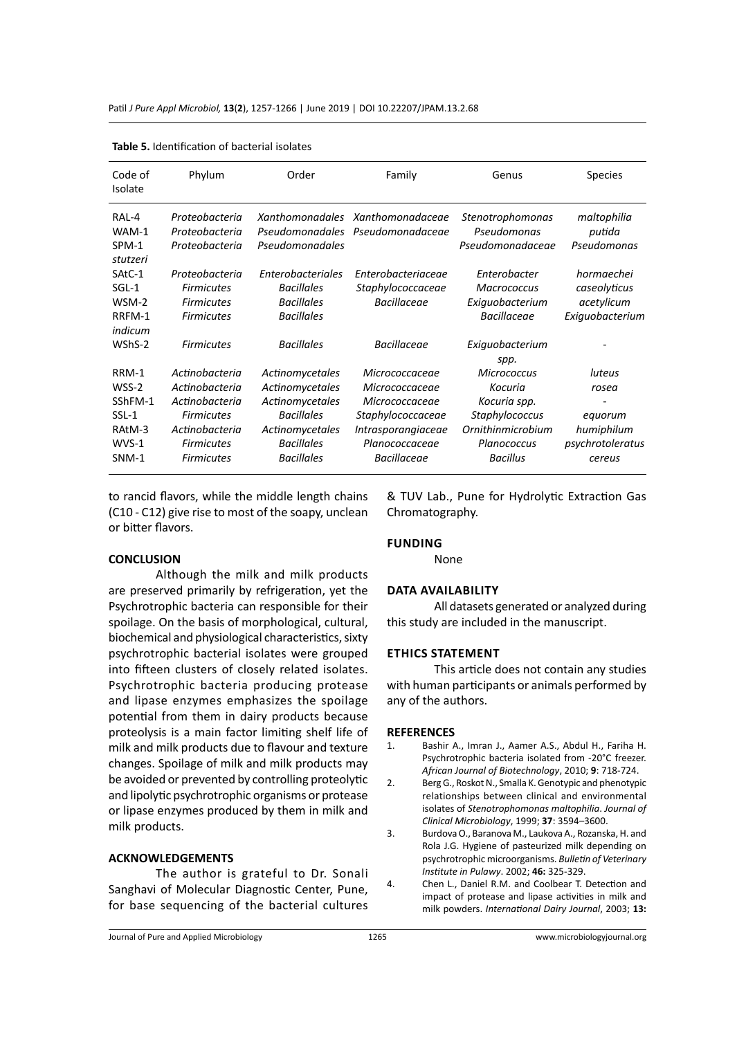**Table 5.** Identification of bacterial isolates

| Code of Isolate | Phylum | Order | Family | Genus | Species |
|---|---|---|---|---|---|
| RAL-4 | *Proteobacteria* | *Xanthomonadales* | *Xanthomonadaceae* | *Stenotrophomonas* | *maltophilia* |
| WAM-1 | *Proteobacteria* | *Pseudomonadales* | *Pseudomonadaceae* | *Pseudomonas* | *putida* |
| SPM-1 | *Proteobacteria* | *Pseudomonadales* | | *Pseudomonadaceae* | *Pseudomonas* |
| *stutzeri* | | | | | |
| SAtC-1 | *Proteobacteria* | *Enterobacteriales* | *Enterobacteriaceae* | *Enterobacter* | *hormaechei* |
| SGL-1 | *Firmicutes* | *Bacillales* | *Staphylococcaceae* | *Macrococcus* | *caseolyticus* |
| WSM-2 | *Firmicutes* | *Bacillales* | *Bacillaceae* | *Exiguobacterium* | *acetylicum* |
| RRFM-1 | *Firmicutes* | *Bacillales* | | *Bacillaceae* | *Exiguobacterium* |
| *indicum* | | | | | |
| WShS-2 | *Firmicutes* | *Bacillales* | *Bacillaceae* | *Exiguobacterium spp.* | - |
| RRM-1 | *Actinobacteria* | *Actinomycetales* | *Micrococcaceae* | *Micrococcus* | *luteus* |
| WSS-2 | *Actinobacteria* | *Actinomycetales* | *Micrococcaceae* | *Kocuria* | *rosea* |
| SShFM-1 | *Actinobacteria* | *Actinomycetales* | *Micrococcaceae* | *Kocuria spp.* | - |
| SSL-1 | *Firmicutes* | *Bacillales* | *Staphylococcaceae* | *Staphylococcus* | *equorum* |
| RAtM-3 | *Actinobacteria* | *Actinomycetales* | *Intrasporangiaceae* | *Ornithinmicrobium* | *humiphilum* |
| WVS-1 | *Firmicutes* | *Bacillales* | *Planococcaceae* | *Planococcus* | *psychrotoleratus* |
| SNM-1 | *Firmicutes* | *Bacillales* | *Bacillaceae* | *Bacillus* | *cereus* |

to rancid flavors, while the middle length chains (C10 - C12) give rise to most of the soapy, unclean or bitter flavors.

## CONCLUSION

Although the milk and milk products are preserved primarily by refrigeration, yet the Psychrotrophic bacteria can responsible for their spoilage. On the basis of morphological, cultural, biochemical and physiological characteristics, sixty psychrotrophic bacterial isolates were grouped into fifteen clusters of closely related isolates. Psychrotrophic bacteria producing protease and lipase enzymes emphasizes the spoilage potential from them in dairy products because proteolysis is a main factor limiting shelf life of milk and milk products due to flavour and texture changes. Spoilage of milk and milk products may be avoided or prevented by controlling proteolytic and lipolytic psychrotrophic organisms or protease or lipase enzymes produced by them in milk and milk products.

## ACKNOWLEDGEMENTS

The author is grateful to Dr. Sonali Sanghavi of Molecular Diagnostic Center, Pune, for base sequencing of the bacterial cultures & TUV Lab., Pune for Hydrolytic Extraction Gas Chromatography.

## FUNDING

None

## DATA AVAILABILITY

All datasets generated or analyzed during this study are included in the manuscript.

## ETHICS STATEMENT

This article does not contain any studies with human participants or animals performed by any of the authors.

## REFERENCES

1. Bashir A., Imran J., Aamer A.S., Abdul H., Fariha H. Psychrotrophic bacteria isolated from -20°C freezer. *African Journal of Biotechnology*, 2010; **9**: 718-724.
2. Berg G., Roskot N., Smalla K. Genotypic and phenotypic relationships between clinical and environmental isolates of *Stenotrophomonas maltophilia*. *Journal of Clinical Microbiology*, 1999; **37**: 3594–3600.
3. Burdova O., Baranova M., Laukova A., Rozanska, H. and Rola J.G. Hygiene of pasteurized milk depending on psychrotrophic microorganisms. *Bulletin of Veterinary Institute in Pulawy*. 2002; **46:** 325-329.
4. Chen L., Daniel R.M. and Coolbear T. Detection and impact of protease and lipase activities in milk and milk powders. *International Dairy Journal*, 2003; **13:**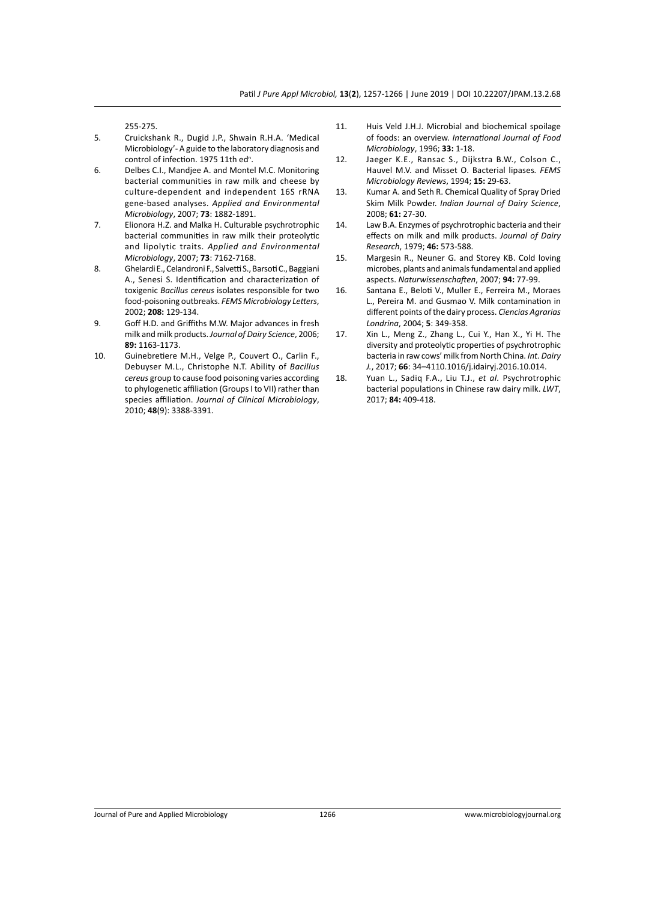255-275.

5. Cruickshank R., Dugid J.P., Shwain R.H.A. 'Medical Microbiology'- A guide to the laboratory diagnosis and control of infection. 1975 11th ed$^{n}$.
6. Delbes C.I., Mandjee A. and Montel M.C. Monitoring bacterial communities in raw milk and cheese by culture-dependent and independent 16S rRNA gene-based analyses. *Applied and Environmental Microbiology*, 2007; **73**: 1882-1891.
7. Elionora H.Z. and Malka H. Culturable psychrotrophic bacterial communities in raw milk their proteolytic and lipolytic traits. *Applied and Environmental Microbiology*, 2007; **73**: 7162-7168.
8. Ghelardi E., Celandroni F., Salvetti S., Barsoti C., Baggiani A., Senesi S. Identification and characterization of toxigenic *Bacillus cereus* isolates responsible for two food-poisoning outbreaks. *FEMS Microbiology Letters*, 2002; **208:** 129-134.
9. Goff H.D. and Griffiths M.W. Major advances in fresh milk and milk products. *Journal of Dairy Science*, 2006; **89:** 1163-1173.
10. Guinebretiere M.H., Velge P., Couvert O., Carlin F., Debuyser M.L., Christophe N.T. Ability of *Bacillus cereus* group to cause food poisoning varies according to phylogenetic affiliation (Groups I to VII) rather than species affiliation. *Journal of Clinical Microbiology*, 2010; **48**(9): 3388-3391.
11. Huis Veld J.H.J. Microbial and biochemical spoilage of foods: an overview. *International Journal of Food Microbiology*, 1996; **33:** 1-18.
12. Jaeger K.E., Ransac S., Dijkstra B.W., Colson C., Hauvel M.V. and Misset O. Bacterial lipases. *FEMS Microbiology Reviews*, 1994; **15:** 29-63.
13. Kumar A. and Seth R. Chemical Quality of Spray Dried Skim Milk Powder. *Indian Journal of Dairy Science*, 2008; **61:** 27-30.
14. Law B.A. Enzymes of psychrotrophic bacteria and their effects on milk and milk products. *Journal of Dairy Research*, 1979; **46:** 573-588.
15. Margesin R., Neuner G. and Storey KB. Cold loving microbes, plants and animals fundamental and applied aspects. *Naturwissenschaften*, 2007; **94:** 77-99.
16. Santana E., Beloti V., Muller E., Ferreira M., Moraes L., Pereira M. and Gusmao V. Milk contamination in different points of the dairy process. *Ciencias Agrarias Londrina*, 2004; **5**: 349-358.
17. Xin L., Meng Z., Zhang L., Cui Y., Han X., Yi H. The diversity and proteolytic properties of psychrotrophic bacteria in raw cows' milk from North China. *Int. Dairy J.*, 2017; **66**: 34–4110.1016/j.idairyj.2016.10.014.
18. Yuan L., Sadiq F.A., Liu T.J., *et al*. Psychrotrophic bacterial populations in Chinese raw dairy milk. *LWT*, 2017; **84:** 409-418.